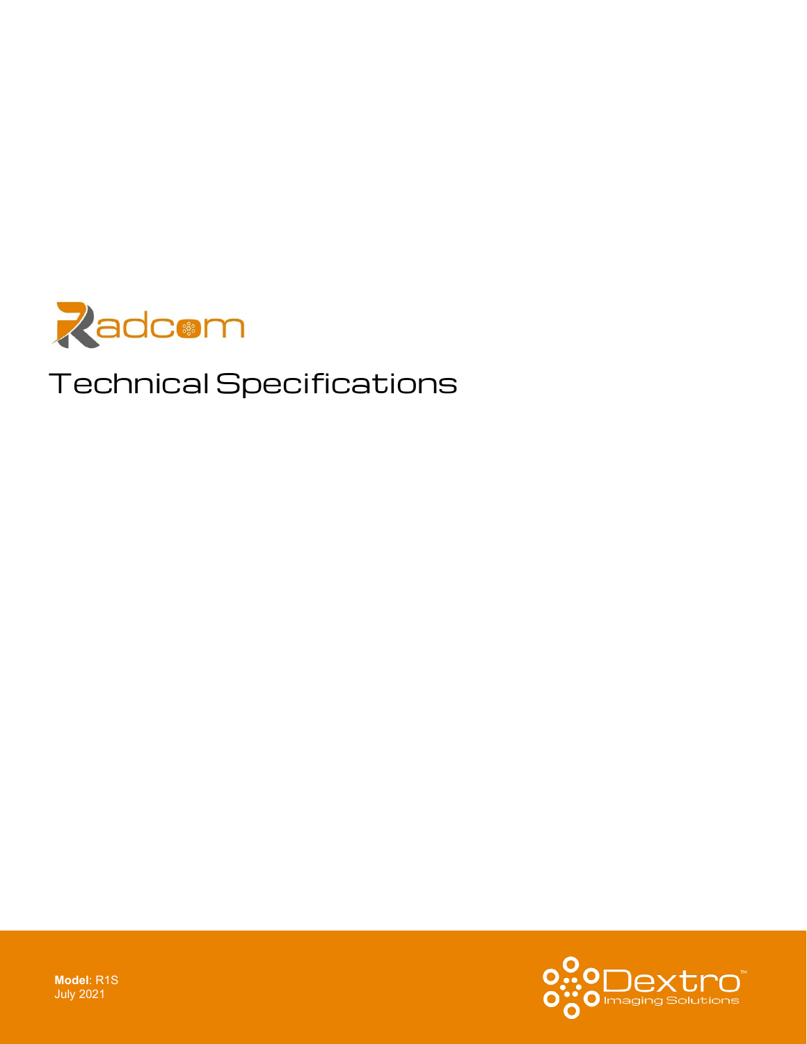# Radcom

## Technical Specifications

**Model**: R1S
July 2021

Dextro™
Imaging Solutions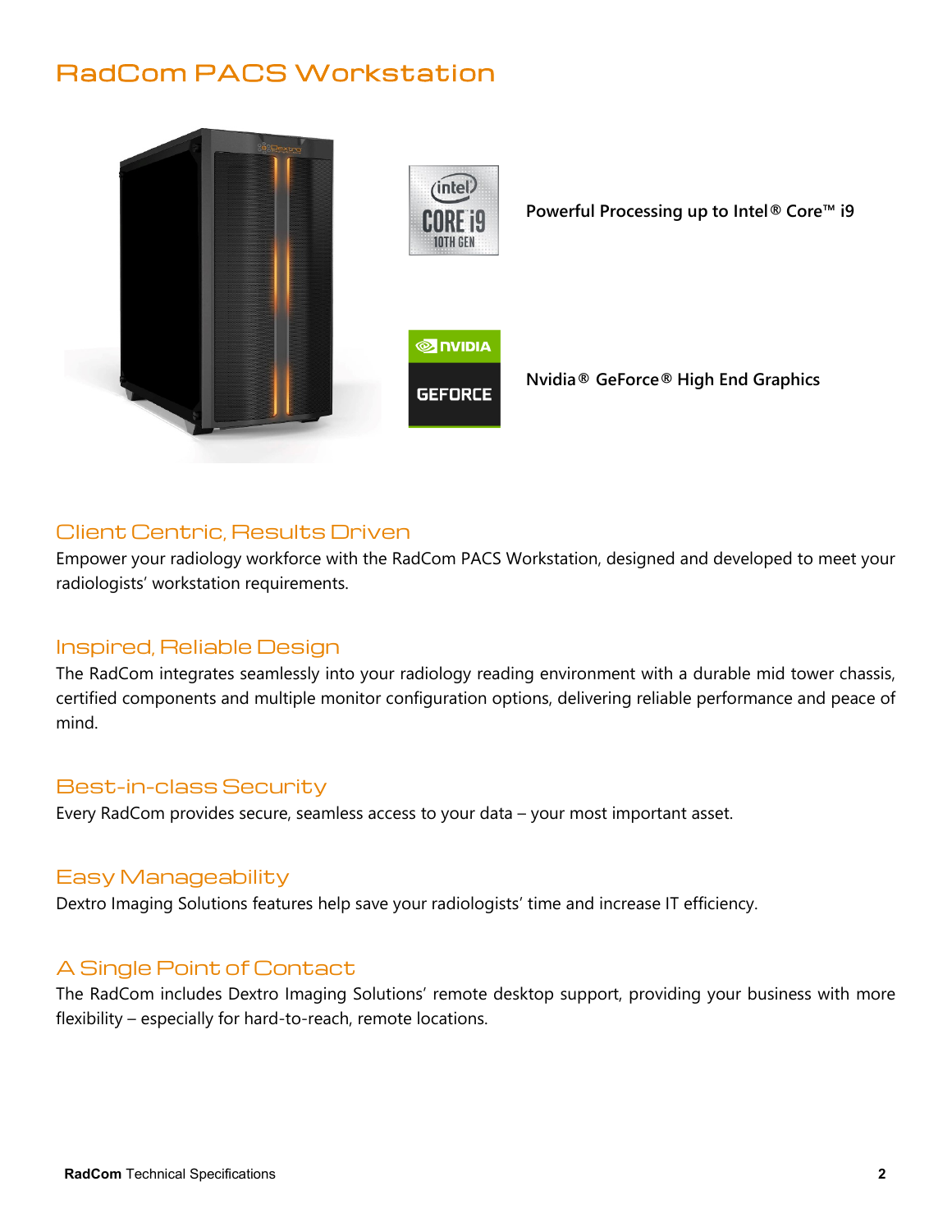# RadCom PACS Workstation

**Powerful Processing up to Intel® Core™ i9**

**Nvidia® GeForce® High End Graphics**

## Client Centric, Results Driven

Empower your radiology workforce with the RadCom PACS Workstation, designed and developed to meet your radiologists' workstation requirements.

## Inspired, Reliable Design

The RadCom integrates seamlessly into your radiology reading environment with a durable mid tower chassis, certified components and multiple monitor configuration options, delivering reliable performance and peace of mind.

## Best-in-class Security

Every RadCom provides secure, seamless access to your data – your most important asset.

## Easy Manageability

Dextro Imaging Solutions features help save your radiologists' time and increase IT efficiency.

## A Single Point of Contact

The RadCom includes Dextro Imaging Solutions' remote desktop support, providing your business with more flexibility – especially for hard-to-reach, remote locations.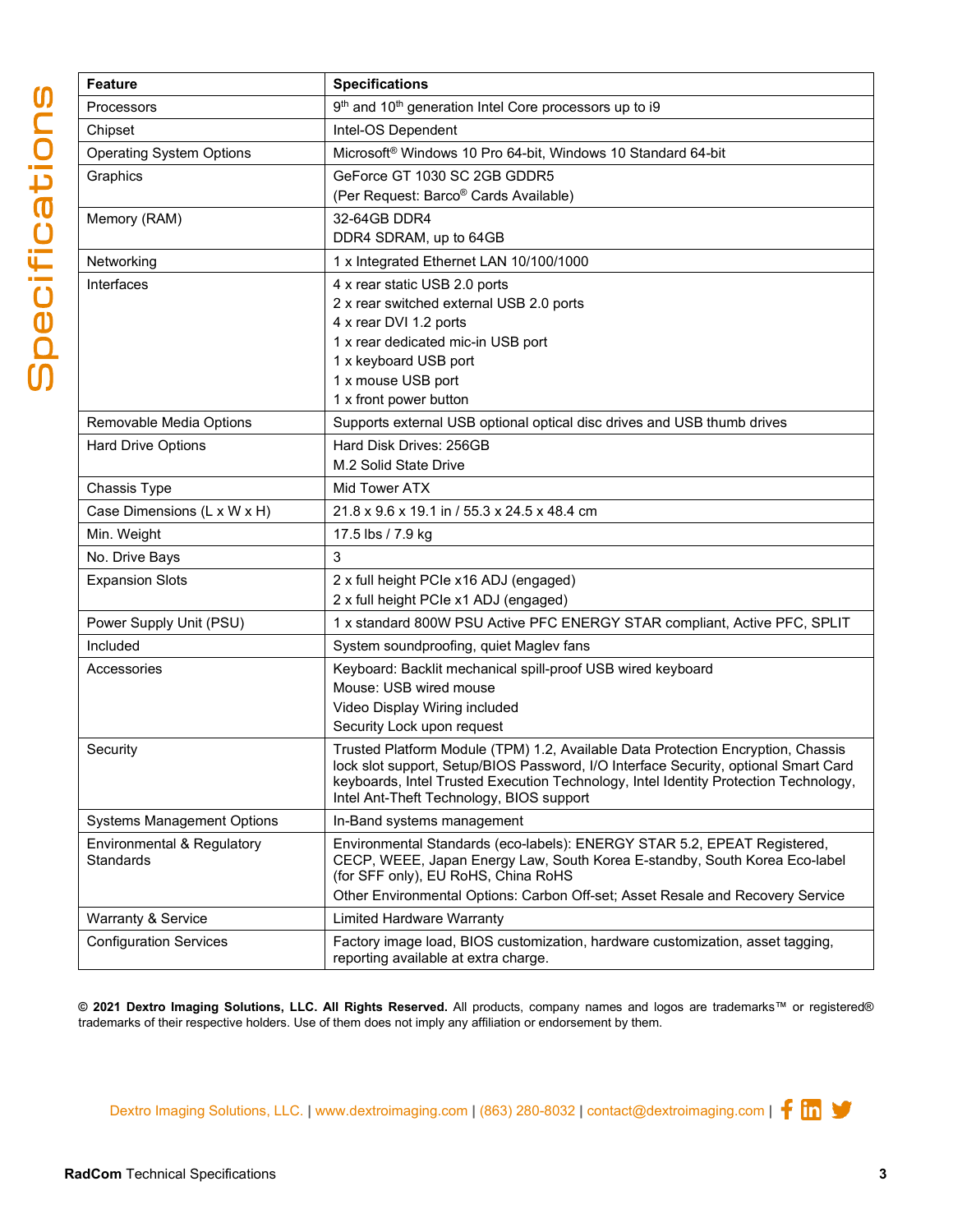# Specifications

| Feature | Specifications |
|---|---|
| Processors | 9th and 10th generation Intel Core processors up to i9 |
| Chipset | Intel-OS Dependent |
| Operating System Options | Microsoft® Windows 10 Pro 64-bit, Windows 10 Standard 64-bit |
| Graphics | GeForce GT 1030 SC 2GB GDDR5<br>(Per Request: Barco® Cards Available) |
| Memory (RAM) | 32-64GB DDR4<br>DDR4 SDRAM, up to 64GB |
| Networking | 1 x Integrated Ethernet LAN 10/100/1000 |
| Interfaces | 4 x rear static USB 2.0 ports<br>2 x rear switched external USB 2.0 ports<br>4 x rear DVI 1.2 ports<br>1 x rear dedicated mic-in USB port<br>1 x keyboard USB port<br>1 x mouse USB port<br>1 x front power button |
| Removable Media Options | Supports external USB optional optical disc drives and USB thumb drives |
| Hard Drive Options | Hard Disk Drives: 256GB<br>M.2 Solid State Drive |
| Chassis Type | Mid Tower ATX |
| Case Dimensions (L x W x H) | 21.8 x 9.6 x 19.1 in / 55.3 x 24.5 x 48.4 cm |
| Min. Weight | 17.5 lbs / 7.9 kg |
| No. Drive Bays | 3 |
| Expansion Slots | 2 x full height PCIe x16 ADJ (engaged)<br>2 x full height PCIe x1 ADJ (engaged) |
| Power Supply Unit (PSU) | 1 x standard 800W PSU Active PFC ENERGY STAR compliant, Active PFC, SPLIT |
| Included | System soundproofing, quiet Maglev fans |
| Accessories | Keyboard: Backlit mechanical spill-proof USB wired keyboard<br>Mouse: USB wired mouse<br>Video Display Wiring included<br>Security Lock upon request |
| Security | Trusted Platform Module (TPM) 1.2, Available Data Protection Encryption, Chassis lock slot support, Setup/BIOS Password, I/O Interface Security, optional Smart Card keyboards, Intel Trusted Execution Technology, Intel Identity Protection Technology, Intel Ant-Theft Technology, BIOS support |
| Systems Management Options | In-Band systems management |
| Environmental & Regulatory Standards | Environmental Standards (eco-labels): ENERGY STAR 5.2, EPEAT Registered, CECP, WEEE, Japan Energy Law, South Korea E-standby, South Korea Eco-label (for SFF only), EU RoHS, China RoHS<br>Other Environmental Options: Carbon Off-set; Asset Resale and Recovery Service |
| Warranty & Service | Limited Hardware Warranty |
| Configuration Services | Factory image load, BIOS customization, hardware customization, asset tagging, reporting available at extra charge. |

**© 2021 Dextro Imaging Solutions, LLC. All Rights Reserved.** All products, company names and logos are trademarks™ or registered® trademarks of their respective holders. Use of them does not imply any affiliation or endorsement by them.

Dextro Imaging Solutions, LLC. | www.dextroimaging.com | (863) 280-8032 | contact@dextroimaging.com |